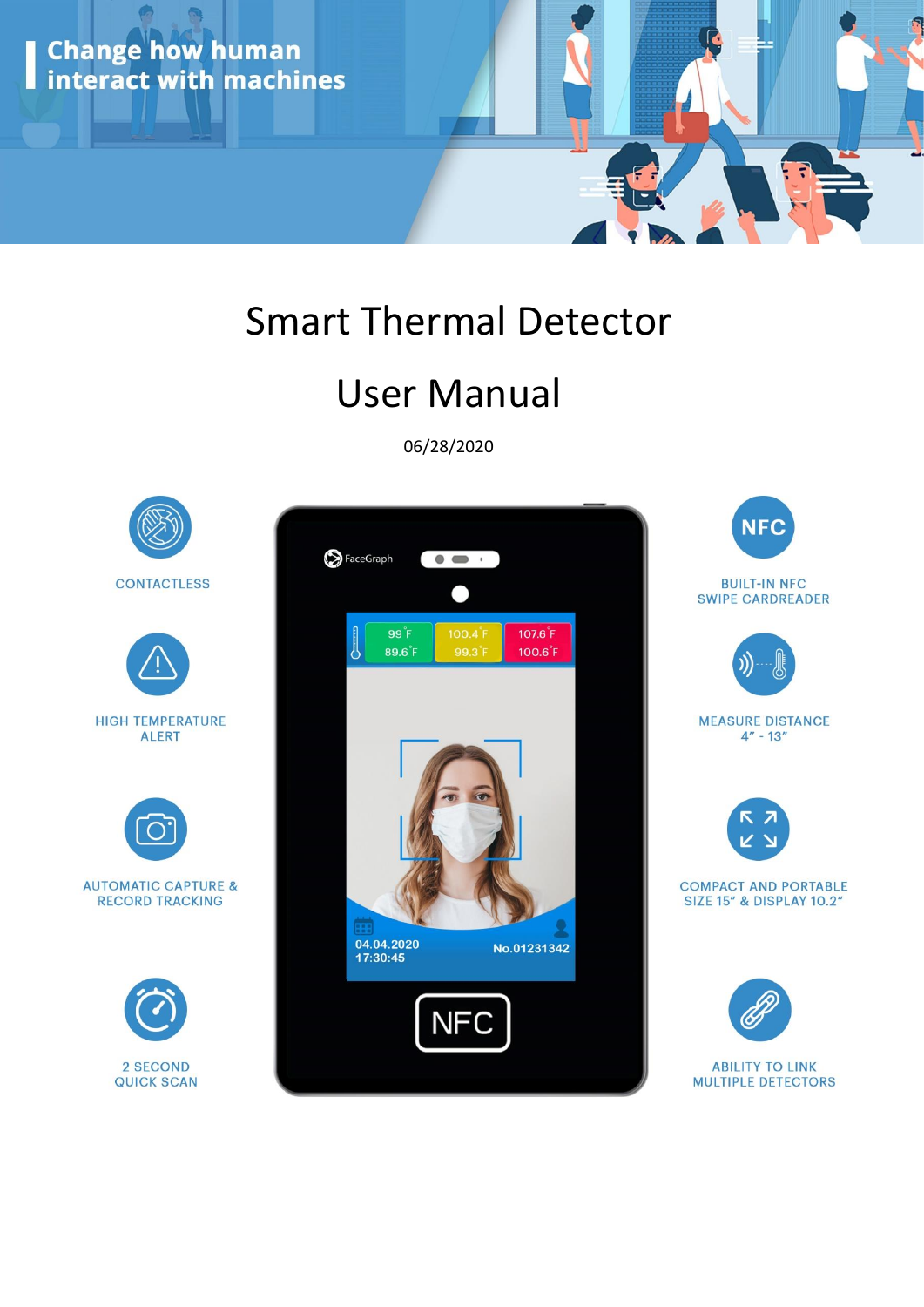Change how human interact with machines

# Smart Thermal Detector

# User Manual

06/28/2020

CONTACTLESS

HIGH TEMPERATURE ALERT

AUTOMATIC CAPTURE & RECORD TRACKING

2 SECOND QUICK SCAN

BUILT-IN NFC SWIPE CARDREADER

MEASURE DISTANCE 4" - 13"

COMPACT AND PORTABLE SIZE 15" & DISPLAY 10.2"

ABILITY TO LINK MULTIPLE DETECTORS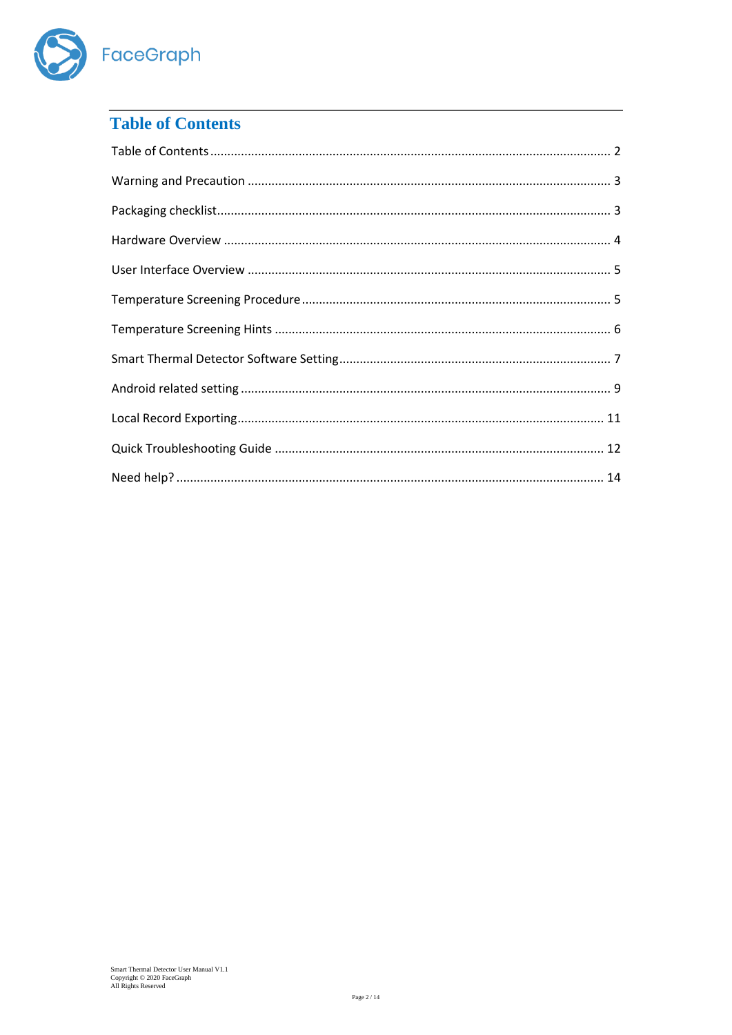# Table of Contents

Table of Contents ........................................................................................................ 2

Warning and Precaution ............................................................................................ 3

Packaging checklist..................................................................................................... 3

Hardware Overview .................................................................................................... 4

User Interface Overview ............................................................................................. 5

Temperature Screening Procedure ............................................................................. 5

Temperature Screening Hints ..................................................................................... 6

Smart Thermal Detector Software Setting.................................................................. 7

Android related setting ............................................................................................... 9

Local Record Exporting.............................................................................................. 11

Quick Troubleshooting Guide ................................................................................... 12

Need help? ................................................................................................................ 14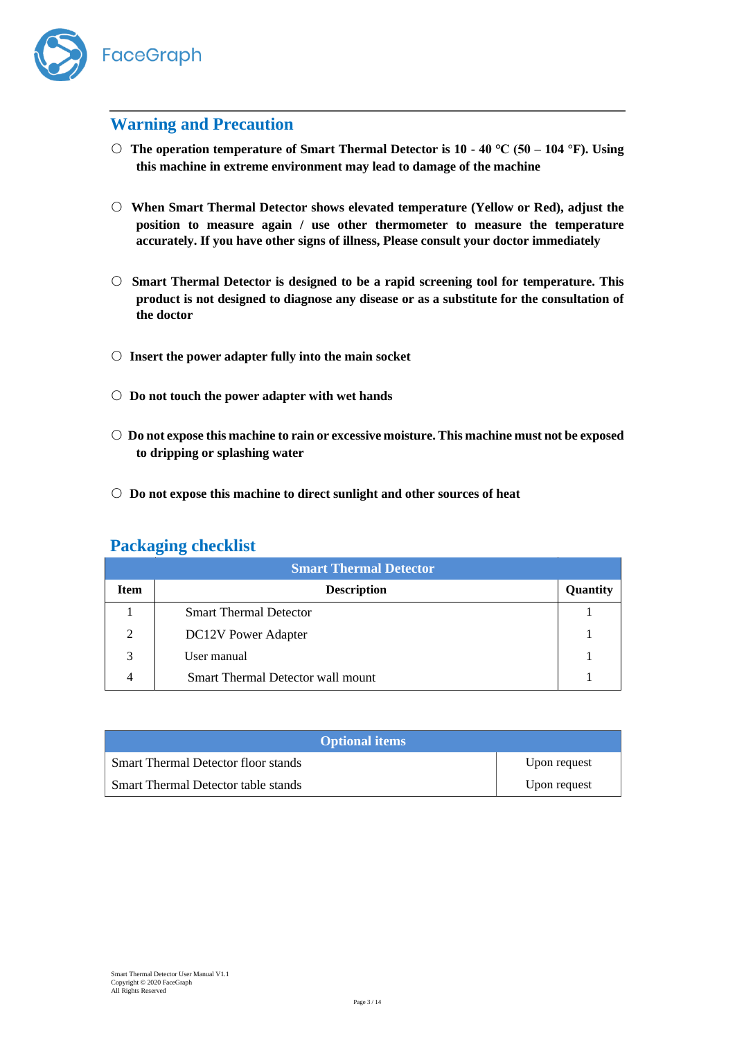## Warning and Precaution

- **The operation temperature of Smart Thermal Detector is 10 - 40 °C (50 – 104 °F). Using this machine in extreme environment may lead to damage of the machine**
- **When Smart Thermal Detector shows elevated temperature (Yellow or Red), adjust the position to measure again / use other thermometer to measure the temperature accurately. If you have other signs of illness, Please consult your doctor immediately**
- **Smart Thermal Detector is designed to be a rapid screening tool for temperature. This product is not designed to diagnose any disease or as a substitute for the consultation of the doctor**
- **Insert the power adapter fully into the main socket**
- **Do not touch the power adapter with wet hands**
- **Do not expose this machine to rain or excessive moisture. This machine must not be exposed to dripping or splashing water**
- **Do not expose this machine to direct sunlight and other sources of heat**

## Packaging checklist

| Smart Thermal Detector | | |
|---|---|---|
| **Item** | **Description** | **Quantity** |
| 1 | Smart Thermal Detector | 1 |
| 2 | DC12V Power Adapter | 1 |
| 3 | User manual | 1 |
| 4 | Smart Thermal Detector wall mount | 1 |

| Optional items | |
|---|---|
| Smart Thermal Detector floor stands | Upon request |
| Smart Thermal Detector table stands | Upon request |

Smart Thermal Detector User Manual V1.1
Copyright © 2020 FaceGraph
All Rights Reserved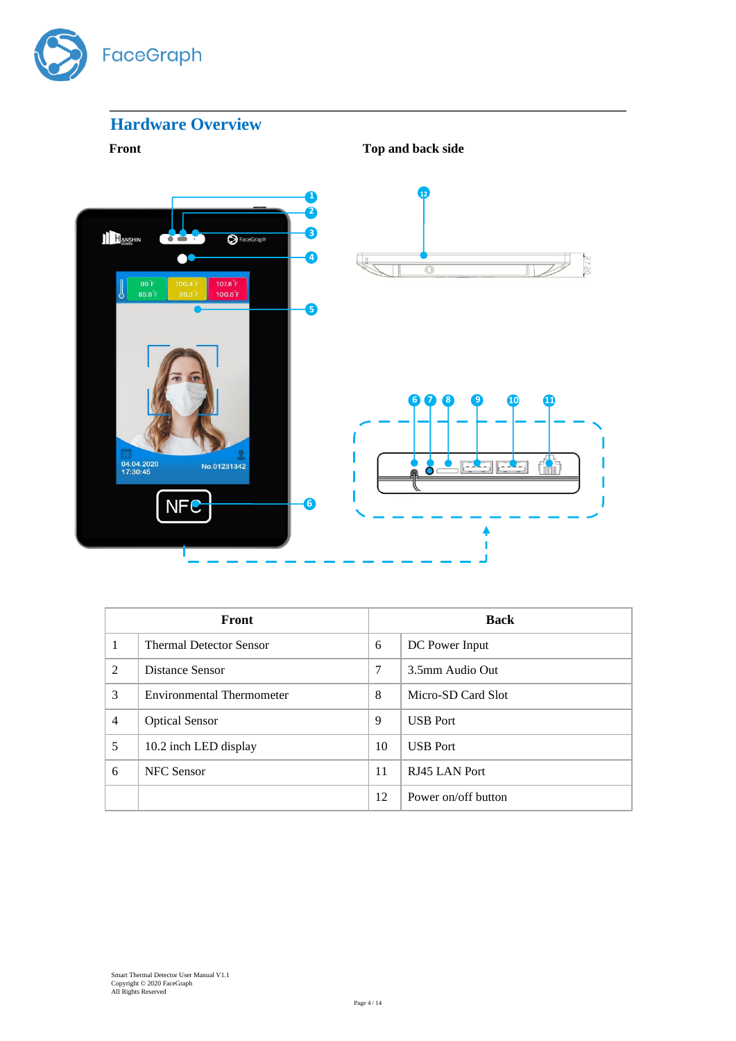## Hardware Overview

**Front** **Top and back side**

| Front | | Back | |
|---|---|---|---|
| 1 | Thermal Detector Sensor | 6 | DC Power Input |
| 2 | Distance Sensor | 7 | 3.5mm Audio Out |
| 3 | Environmental Thermometer | 8 | Micro-SD Card Slot |
| 4 | Optical Sensor | 9 | USB Port |
| 5 | 10.2 inch LED display | 10 | USB Port |
| 6 | NFC Sensor | 11 | RJ45 LAN Port |
| | | 12 | Power on/off button |

Smart Thermal Detector User Manual V1.1
Copyright © 2020 FaceGraph
All Rights Reserved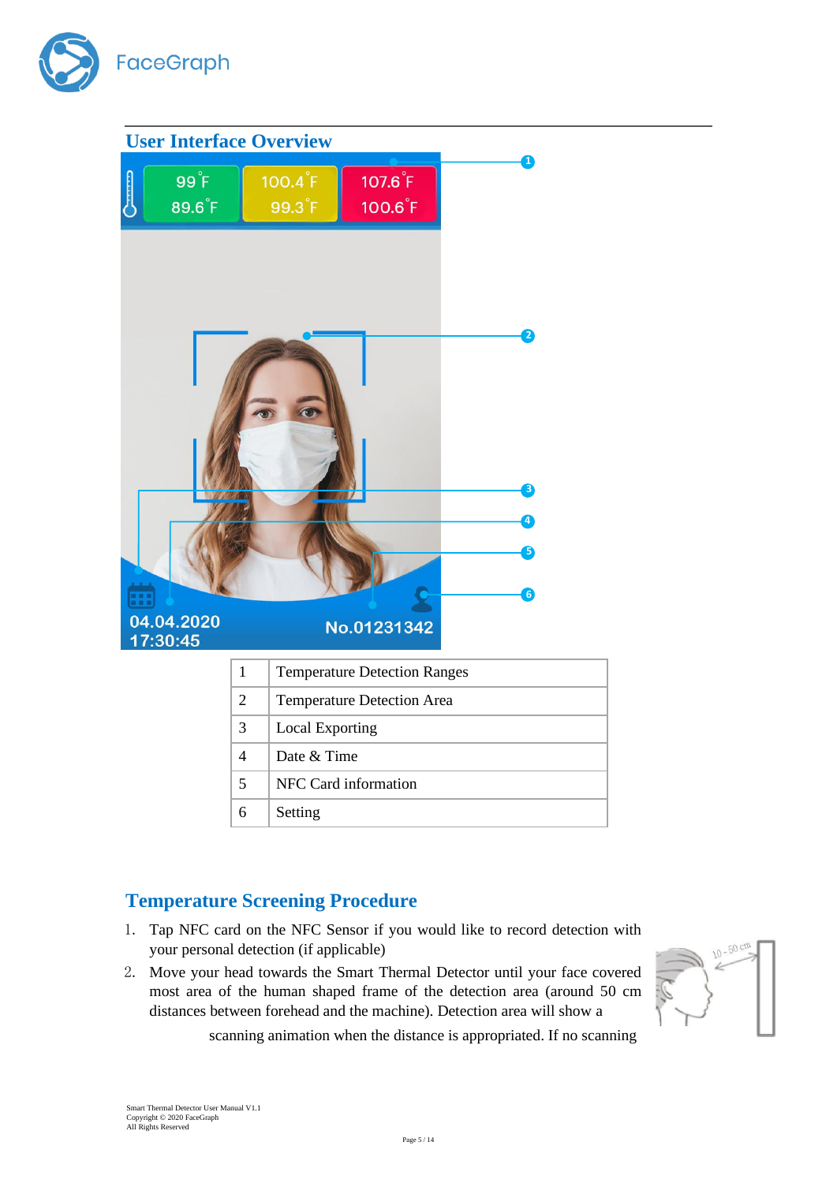## User Interface Overview

| 1 | Temperature Detection Ranges |
|---|---|
| 2 | Temperature Detection Area |
| 3 | Local Exporting |
| 4 | Date & Time |
| 5 | NFC Card information |
| 6 | Setting |

## Temperature Screening Procedure

1. Tap NFC card on the NFC Sensor if you would like to record detection with your personal detection (if applicable)
2. Move your head towards the Smart Thermal Detector until your face covered most area of the human shaped frame of the detection area (around 50 cm distances between forehead and the machine). Detection area will show a scanning animation when the distance is appropriated. If no scanning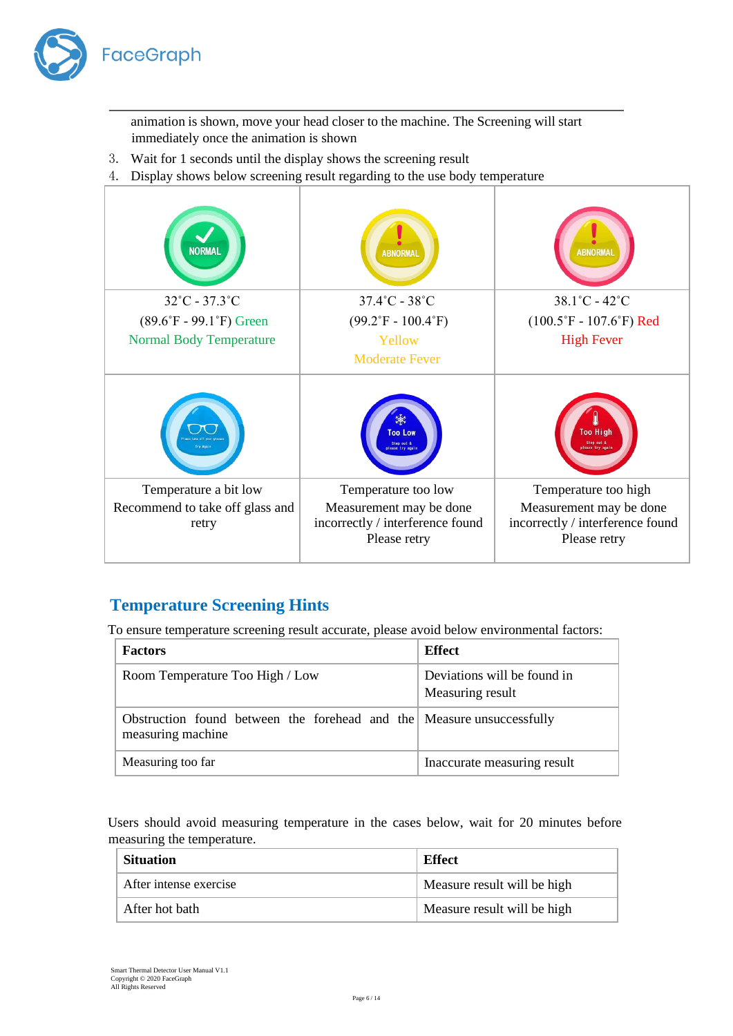animation is shown, move your head closer to the machine. The Screening will start immediately once the animation is shown

3. Wait for 1 seconds until the display shows the screening result
4. Display shows below screening result regarding to the use body temperature

| NORMAL | ABNORMAL | ABNORMAL |
|---|---|---|
| 32˚C - 37.3˚C (89.6˚F - 99.1˚F) Green Normal Body Temperature | 37.4˚C - 38˚C (99.2˚F - 100.4˚F) Yellow Moderate Fever | 38.1˚C - 42˚C (100.5˚F - 107.6˚F) Red High Fever |
| | Too Low | Too High |
| Temperature a bit low Recommend to take off glass and retry | Temperature too low Measurement may be done incorrectly / interference found Please retry | Temperature too high Measurement may be done incorrectly / interference found Please retry |

## Temperature Screening Hints

To ensure temperature screening result accurate, please avoid below environmental factors:

| Factors | Effect |
|---|---|
| Room Temperature Too High / Low | Deviations will be found in Measuring result |
| Obstruction found between the forehead and the measuring machine | Measure unsuccessfully |
| Measuring too far | Inaccurate measuring result |

Users should avoid measuring temperature in the cases below, wait for 20 minutes before measuring the temperature.

| Situation | Effect |
|---|---|
| After intense exercise | Measure result will be high |
| After hot bath | Measure result will be high |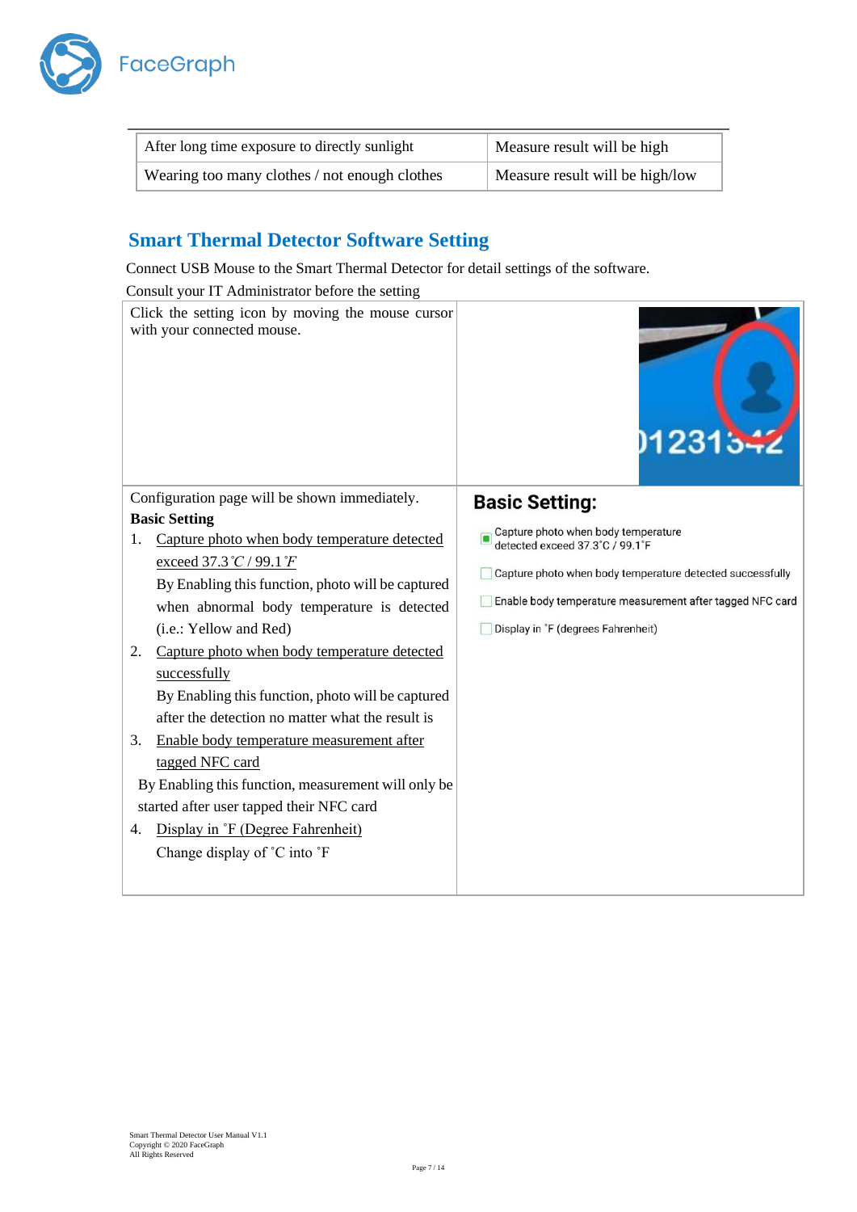| After long time exposure to directly sunlight | Measure result will be high |
| --- | --- |
| Wearing too many clothes / not enough clothes | Measure result will be high/low |

## Smart Thermal Detector Software Setting

Connect USB Mouse to the Smart Thermal Detector for detail settings of the software.

Consult your IT Administrator before the setting

Click the setting icon by moving the mouse cursor with your connected mouse.

Configuration page will be shown immediately.

**Basic Setting**

1. Capture photo when body temperature detected exceed 37.3˚C / 99.1˚F
   By Enabling this function, photo will be captured when abnormal body temperature is detected (i.e.: Yellow and Red)
2. Capture photo when body temperature detected successfully
   By Enabling this function, photo will be captured after the detection no matter what the result is
3. Enable body temperature measurement after tagged NFC card
   By Enabling this function, measurement will only be started after user tapped their NFC card
4. Display in ˚F (Degree Fahrenheit)
   Change display of ˚C into ˚F

**Basic Setting:**

- [x] Capture photo when body temperature detected exceed 37.3˚C / 99.1˚F
- [ ] Capture photo when body temperature detected successfully
- [ ] Enable body temperature measurement after tagged NFC card
- [ ] Display in ˚F (degrees Fahrenheit)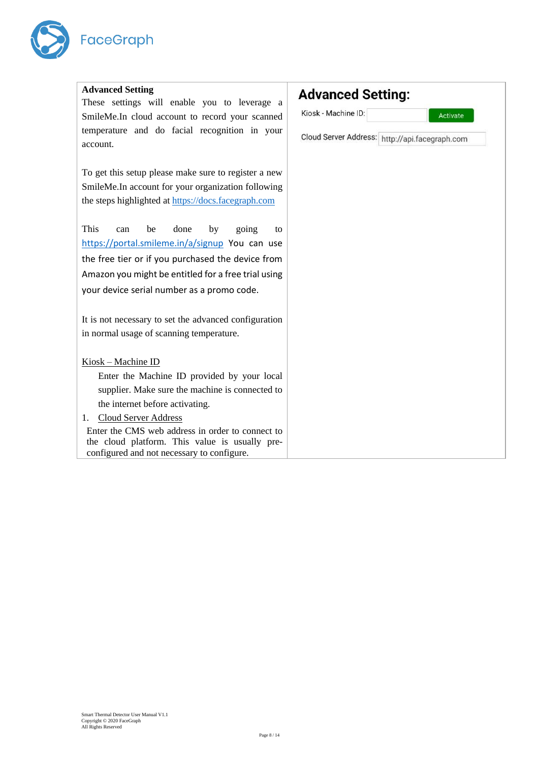**Advanced Setting**

These settings will enable you to leverage a SmileMe.In cloud account to record your scanned temperature and do facial recognition in your account.

To get this setup please make sure to register a new SmileMe.In account for your organization following the steps highlighted at https://docs.facegraph.com

This can be done by going to https://portal.smileme.in/a/signup You can use the free tier or if you purchased the device from Amazon you might be entitled for a free trial using your device serial number as a promo code.

It is not necessary to set the advanced configuration in normal usage of scanning temperature.

Kiosk – Machine ID

Enter the Machine ID provided by your local supplier. Make sure the machine is connected to the internet before activating.

1. Cloud Server Address

Enter the CMS web address in order to connect to the cloud platform. This value is usually pre-configured and not necessary to configure.

**Advanced Setting:**

Kiosk - Machine ID: [ ] Activate

Cloud Server Address: http://api.facegraph.com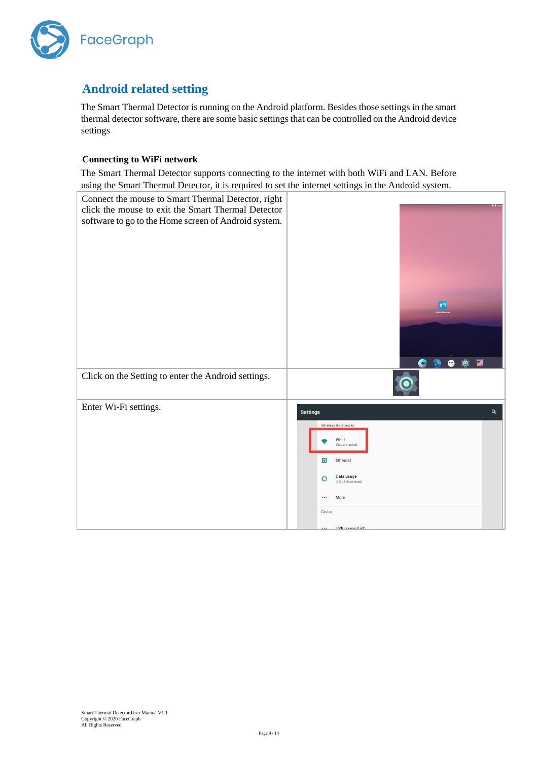## Android related setting

The Smart Thermal Detector is running on the Android platform. Besides those settings in the smart thermal detector software, there are some basic settings that can be controlled on the Android device settings

### Connecting to WiFi network

The Smart Thermal Detector supports connecting to the internet with both WiFi and LAN. Before using the Smart Thermal Detector, it is required to set the internet settings in the Android system.

| | |
|---|---|
| Connect the mouse to Smart Thermal Detector, right click the mouse to exit the Smart Thermal Detector software to go to the Home screen of Android system. | |
| Click on the Setting to enter the Android settings. | |
| Enter Wi-Fi settings. | |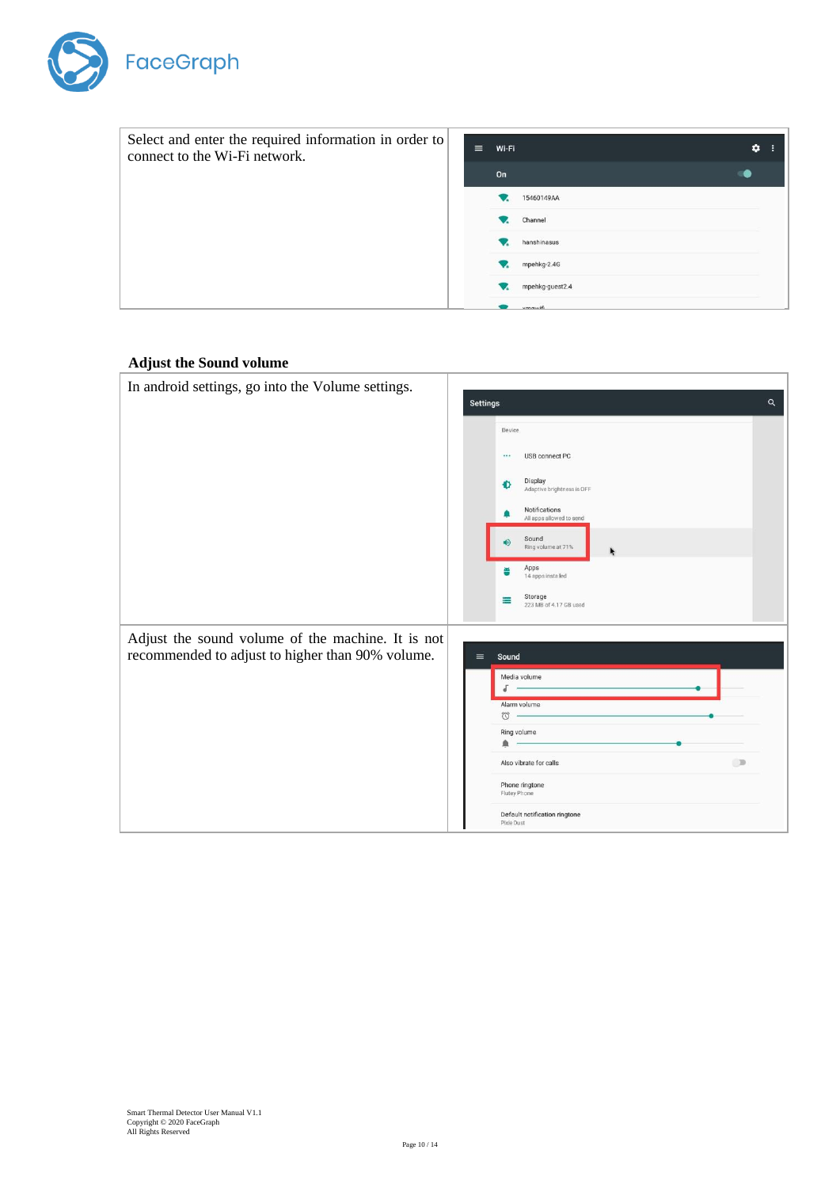| | |
|---|---|
| Select and enter the required information in order to connect to the Wi-Fi network. | |

### Adjust the Sound volume

| | |
|---|---|
| In android settings, go into the Volume settings. | |
| Adjust the sound volume of the machine. It is not recommended to adjust to higher than 90% volume. | |

Smart Thermal Detector User Manual V1.1
Copyright © 2020 FaceGraph
All Rights Reserved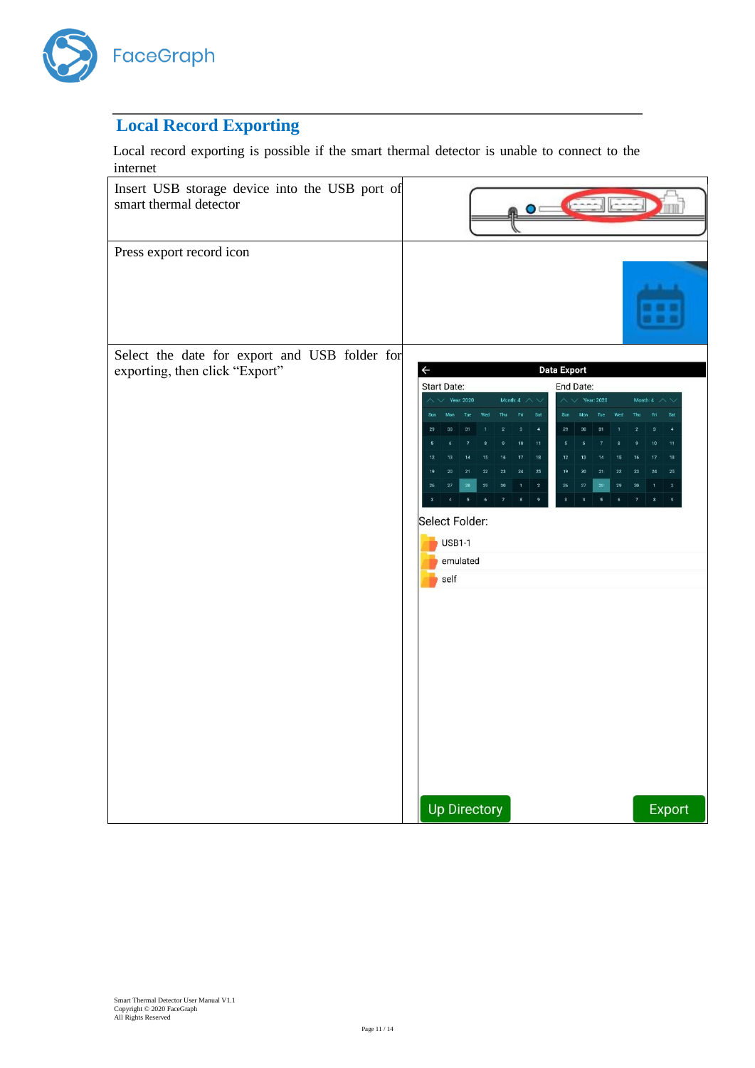## Local Record Exporting

Local record exporting is possible if the smart thermal detector is unable to connect to the internet

| | |
|---|---|
| Insert USB storage device into the USB port of smart thermal detector | |
| Press export record icon | |
| Select the date for export and USB folder for exporting, then click "Export" | |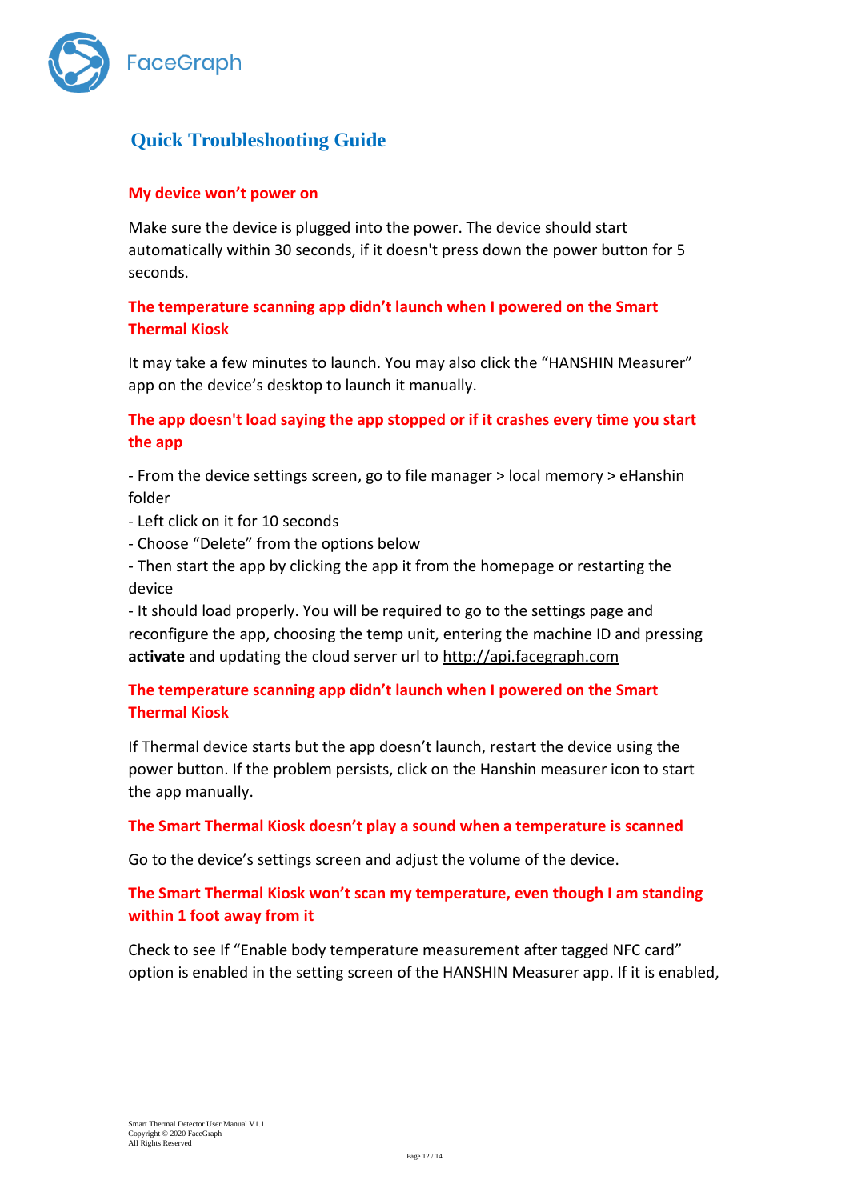## Quick Troubleshooting Guide

### My device won't power on

Make sure the device is plugged into the power. The device should start automatically within 30 seconds, if it doesn't press down the power button for 5 seconds.

### The temperature scanning app didn't launch when I powered on the Smart Thermal Kiosk

It may take a few minutes to launch. You may also click the "HANSHIN Measurer" app on the device's desktop to launch it manually.

### The app doesn't load saying the app stopped or if it crashes every time you start the app

- From the device settings screen, go to file manager > local memory > eHanshin folder
- Left click on it for 10 seconds
- Choose "Delete" from the options below
- Then start the app by clicking the app it from the homepage or restarting the device
- It should load properly. You will be required to go to the settings page and reconfigure the app, choosing the temp unit, entering the machine ID and pressing **activate** and updating the cloud server url to http://api.facegraph.com

### The temperature scanning app didn't launch when I powered on the Smart Thermal Kiosk

If Thermal device starts but the app doesn't launch, restart the device using the power button. If the problem persists, click on the Hanshin measurer icon to start the app manually.

### The Smart Thermal Kiosk doesn't play a sound when a temperature is scanned

Go to the device's settings screen and adjust the volume of the device.

### The Smart Thermal Kiosk won't scan my temperature, even though I am standing within 1 foot away from it

Check to see If "Enable body temperature measurement after tagged NFC card" option is enabled in the setting screen of the HANSHIN Measurer app. If it is enabled,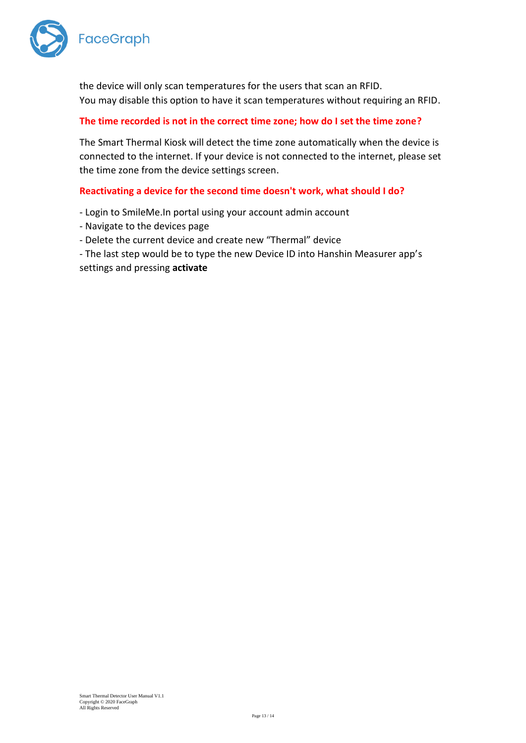the device will only scan temperatures for the users that scan an RFID.
You may disable this option to have it scan temperatures without requiring an RFID.

### The time recorded is not in the correct time zone; how do I set the time zone?

The Smart Thermal Kiosk will detect the time zone automatically when the device is connected to the internet. If your device is not connected to the internet, please set the time zone from the device settings screen.

### Reactivating a device for the second time doesn't work, what should I do?

- Login to SmileMe.In portal using your account admin account
- Navigate to the devices page
- Delete the current device and create new “Thermal” device
- The last step would be to type the new Device ID into Hanshin Measurer app’s settings and pressing **activate**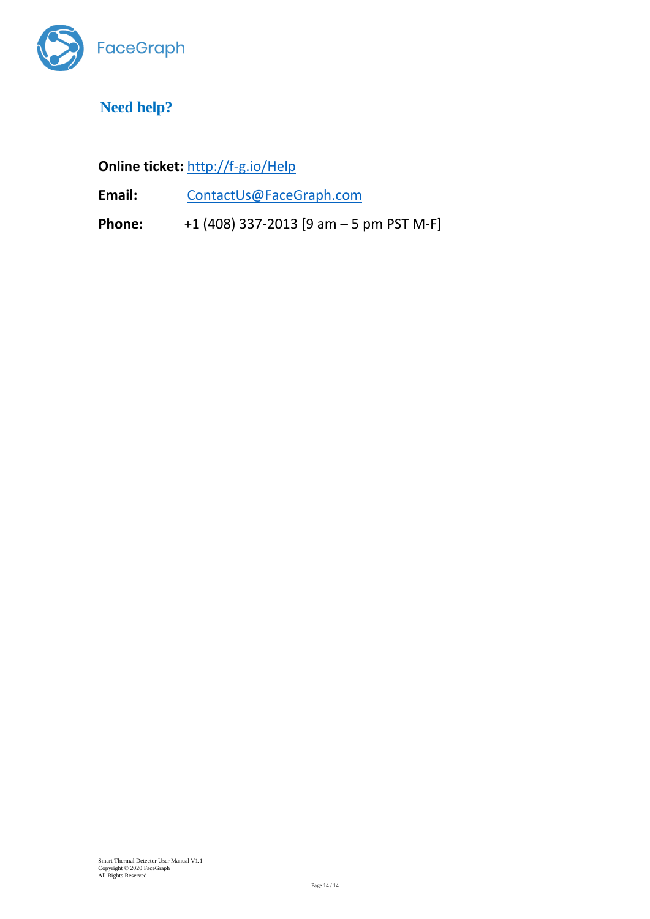FaceGraph

## Need help?

**Online ticket:** http://f-g.io/Help

**Email:** ContactUs@FaceGraph.com

**Phone:** +1 (408) 337-2013 [9 am – 5 pm PST M-F]